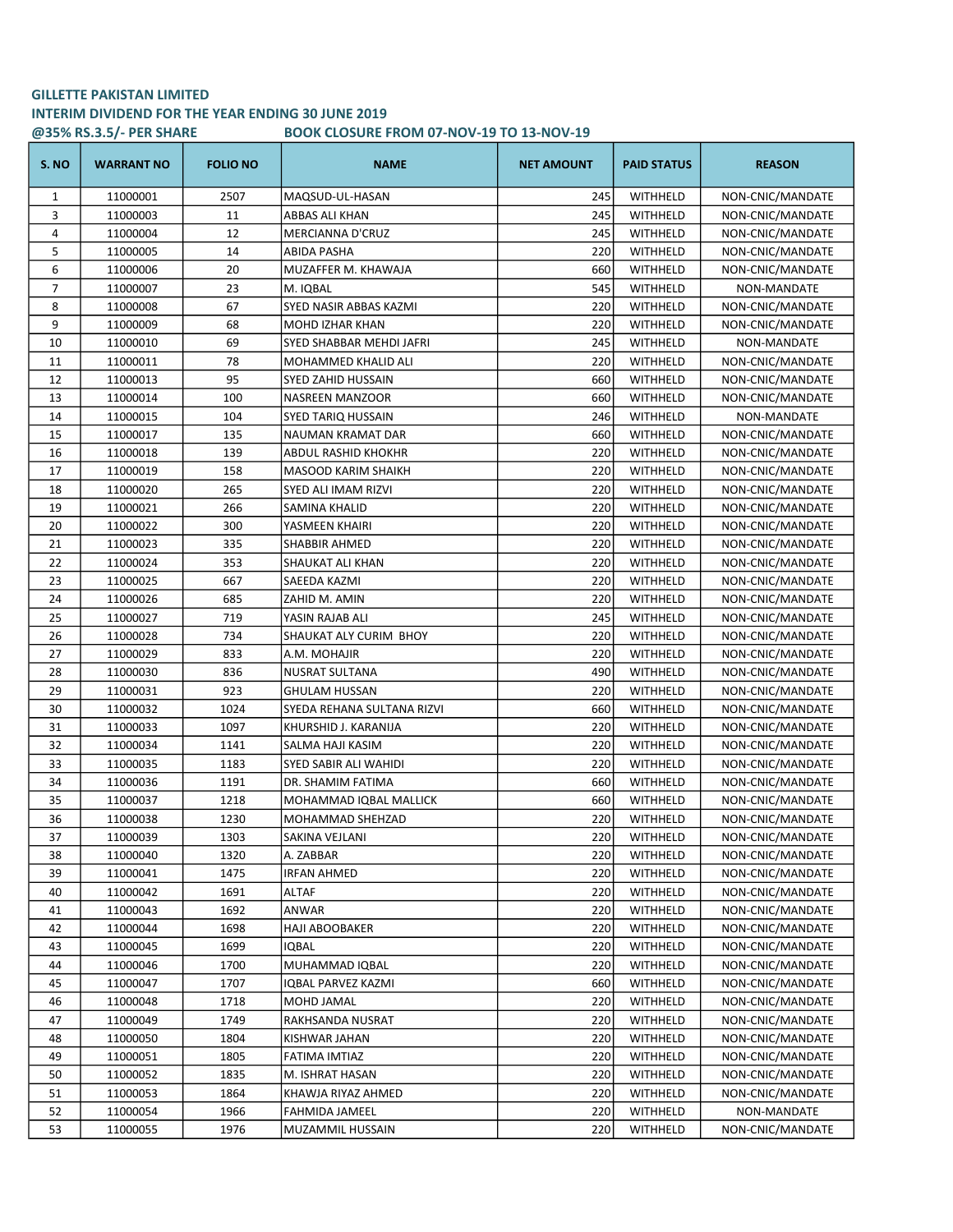**GILLETTE PAKISTAN LIMITED**
**INTERIM DIVIDEND FOR THE YEAR ENDING 30 JUNE 2019**
**@35% RS.3.5/- PER SHARE** **BOOK CLOSURE FROM 07-NOV-19 TO 13-NOV-19**

| S. NO | WARRANT NO | FOLIO NO | NAME | NET AMOUNT | PAID STATUS | REASON |
|---|---|---|---|---|---|---|
| 1 | 11000001 | 2507 | MAQSUD-UL-HASAN | 245 | WITHHELD | NON-CNIC/MANDATE |
| 3 | 11000003 | 11 | ABBAS ALI KHAN | 245 | WITHHELD | NON-CNIC/MANDATE |
| 4 | 11000004 | 12 | MERCIANNA D'CRUZ | 245 | WITHHELD | NON-CNIC/MANDATE |
| 5 | 11000005 | 14 | ABIDA PASHA | 220 | WITHHELD | NON-CNIC/MANDATE |
| 6 | 11000006 | 20 | MUZAFFER M. KHAWAJA | 660 | WITHHELD | NON-CNIC/MANDATE |
| 7 | 11000007 | 23 | M. IQBAL | 545 | WITHHELD | NON-MANDATE |
| 8 | 11000008 | 67 | SYED NASIR ABBAS KAZMI | 220 | WITHHELD | NON-CNIC/MANDATE |
| 9 | 11000009 | 68 | MOHD IZHAR KHAN | 220 | WITHHELD | NON-CNIC/MANDATE |
| 10 | 11000010 | 69 | SYED SHABBAR MEHDI JAFRI | 245 | WITHHELD | NON-MANDATE |
| 11 | 11000011 | 78 | MOHAMMED KHALID ALI | 220 | WITHHELD | NON-CNIC/MANDATE |
| 12 | 11000013 | 95 | SYED ZAHID HUSSAIN | 660 | WITHHELD | NON-CNIC/MANDATE |
| 13 | 11000014 | 100 | NASREEN MANZOOR | 660 | WITHHELD | NON-CNIC/MANDATE |
| 14 | 11000015 | 104 | SYED TARIQ HUSSAIN | 246 | WITHHELD | NON-MANDATE |
| 15 | 11000017 | 135 | NAUMAN KRAMAT DAR | 660 | WITHHELD | NON-CNIC/MANDATE |
| 16 | 11000018 | 139 | ABDUL RASHID KHOKHR | 220 | WITHHELD | NON-CNIC/MANDATE |
| 17 | 11000019 | 158 | MASOOD KARIM SHAIKH | 220 | WITHHELD | NON-CNIC/MANDATE |
| 18 | 11000020 | 265 | SYED ALI IMAM RIZVI | 220 | WITHHELD | NON-CNIC/MANDATE |
| 19 | 11000021 | 266 | SAMINA KHALID | 220 | WITHHELD | NON-CNIC/MANDATE |
| 20 | 11000022 | 300 | YASMEEN KHAIRI | 220 | WITHHELD | NON-CNIC/MANDATE |
| 21 | 11000023 | 335 | SHABBIR AHMED | 220 | WITHHELD | NON-CNIC/MANDATE |
| 22 | 11000024 | 353 | SHAUKAT ALI KHAN | 220 | WITHHELD | NON-CNIC/MANDATE |
| 23 | 11000025 | 667 | SAEEDA KAZMI | 220 | WITHHELD | NON-CNIC/MANDATE |
| 24 | 11000026 | 685 | ZAHID M. AMIN | 220 | WITHHELD | NON-CNIC/MANDATE |
| 25 | 11000027 | 719 | YASIN RAJAB ALI | 245 | WITHHELD | NON-CNIC/MANDATE |
| 26 | 11000028 | 734 | SHAUKAT ALY CURIM BHOY | 220 | WITHHELD | NON-CNIC/MANDATE |
| 27 | 11000029 | 833 | A.M. MOHAJIR | 220 | WITHHELD | NON-CNIC/MANDATE |
| 28 | 11000030 | 836 | NUSRAT SULTANA | 490 | WITHHELD | NON-CNIC/MANDATE |
| 29 | 11000031 | 923 | GHULAM HUSSAN | 220 | WITHHELD | NON-CNIC/MANDATE |
| 30 | 11000032 | 1024 | SYEDA REHANA SULTANA RIZVI | 660 | WITHHELD | NON-CNIC/MANDATE |
| 31 | 11000033 | 1097 | KHURSHID J. KARANIJA | 220 | WITHHELD | NON-CNIC/MANDATE |
| 32 | 11000034 | 1141 | SALMA HAJI KASIM | 220 | WITHHELD | NON-CNIC/MANDATE |
| 33 | 11000035 | 1183 | SYED SABIR ALI WAHIDI | 220 | WITHHELD | NON-CNIC/MANDATE |
| 34 | 11000036 | 1191 | DR. SHAMIM FATIMA | 660 | WITHHELD | NON-CNIC/MANDATE |
| 35 | 11000037 | 1218 | MOHAMMAD IQBAL MALLICK | 660 | WITHHELD | NON-CNIC/MANDATE |
| 36 | 11000038 | 1230 | MOHAMMAD SHEHZAD | 220 | WITHHELD | NON-CNIC/MANDATE |
| 37 | 11000039 | 1303 | SAKINA VEJLANI | 220 | WITHHELD | NON-CNIC/MANDATE |
| 38 | 11000040 | 1320 | A. ZABBAR | 220 | WITHHELD | NON-CNIC/MANDATE |
| 39 | 11000041 | 1475 | IRFAN AHMED | 220 | WITHHELD | NON-CNIC/MANDATE |
| 40 | 11000042 | 1691 | ALTAF | 220 | WITHHELD | NON-CNIC/MANDATE |
| 41 | 11000043 | 1692 | ANWAR | 220 | WITHHELD | NON-CNIC/MANDATE |
| 42 | 11000044 | 1698 | HAJI ABOOBAKER | 220 | WITHHELD | NON-CNIC/MANDATE |
| 43 | 11000045 | 1699 | IQBAL | 220 | WITHHELD | NON-CNIC/MANDATE |
| 44 | 11000046 | 1700 | MUHAMMAD IQBAL | 220 | WITHHELD | NON-CNIC/MANDATE |
| 45 | 11000047 | 1707 | IQBAL PARVEZ KAZMI | 660 | WITHHELD | NON-CNIC/MANDATE |
| 46 | 11000048 | 1718 | MOHD JAMAL | 220 | WITHHELD | NON-CNIC/MANDATE |
| 47 | 11000049 | 1749 | RAKHSANDA NUSRAT | 220 | WITHHELD | NON-CNIC/MANDATE |
| 48 | 11000050 | 1804 | KISHWAR JAHAN | 220 | WITHHELD | NON-CNIC/MANDATE |
| 49 | 11000051 | 1805 | FATIMA IMTIAZ | 220 | WITHHELD | NON-CNIC/MANDATE |
| 50 | 11000052 | 1835 | M. ISHRAT HASAN | 220 | WITHHELD | NON-CNIC/MANDATE |
| 51 | 11000053 | 1864 | KHAWJA RIYAZ AHMED | 220 | WITHHELD | NON-CNIC/MANDATE |
| 52 | 11000054 | 1966 | FAHMIDA JAMEEL | 220 | WITHHELD | NON-MANDATE |
| 53 | 11000055 | 1976 | MUZAMMIL HUSSAIN | 220 | WITHHELD | NON-CNIC/MANDATE |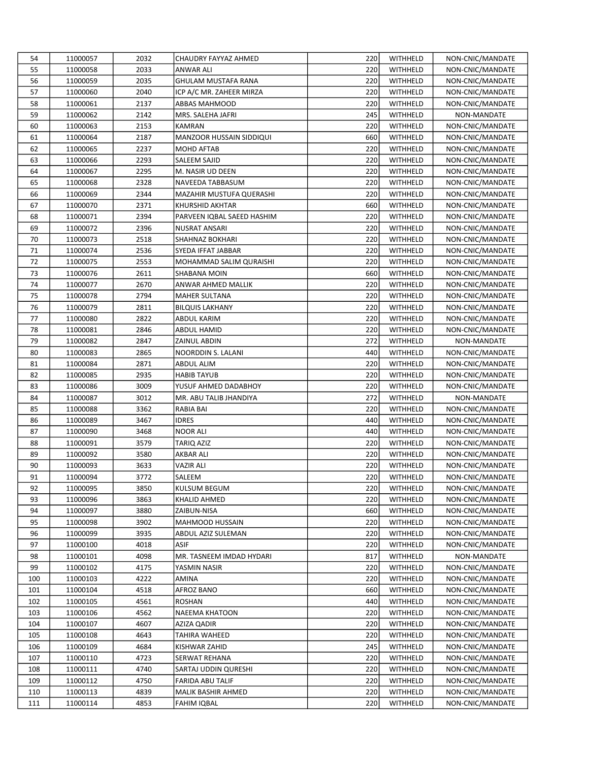| | | | | | | |
|---|---|---|---|---|---|---|
| 54 | 11000057 | 2032 | CHAUDRY FAYYAZ AHMED | 220 | WITHHELD | NON-CNIC/MANDATE |
| 55 | 11000058 | 2033 | ANWAR ALI | 220 | WITHHELD | NON-CNIC/MANDATE |
| 56 | 11000059 | 2035 | GHULAM MUSTAFA RANA | 220 | WITHHELD | NON-CNIC/MANDATE |
| 57 | 11000060 | 2040 | ICP A/C MR. ZAHEER MIRZA | 220 | WITHHELD | NON-CNIC/MANDATE |
| 58 | 11000061 | 2137 | ABBAS MAHMOOD | 220 | WITHHELD | NON-CNIC/MANDATE |
| 59 | 11000062 | 2142 | MRS. SALEHA JAFRI | 245 | WITHHELD | NON-MANDATE |
| 60 | 11000063 | 2153 | KAMRAN | 220 | WITHHELD | NON-CNIC/MANDATE |
| 61 | 11000064 | 2187 | MANZOOR HUSSAIN SIDDIQUI | 660 | WITHHELD | NON-CNIC/MANDATE |
| 62 | 11000065 | 2237 | MOHD AFTAB | 220 | WITHHELD | NON-CNIC/MANDATE |
| 63 | 11000066 | 2293 | SALEEM SAJID | 220 | WITHHELD | NON-CNIC/MANDATE |
| 64 | 11000067 | 2295 | M. NASIR UD DEEN | 220 | WITHHELD | NON-CNIC/MANDATE |
| 65 | 11000068 | 2328 | NAVEEDA TABBASUM | 220 | WITHHELD | NON-CNIC/MANDATE |
| 66 | 11000069 | 2344 | MAZAHIR MUSTUFA QUERASHI | 220 | WITHHELD | NON-CNIC/MANDATE |
| 67 | 11000070 | 2371 | KHURSHID AKHTAR | 660 | WITHHELD | NON-CNIC/MANDATE |
| 68 | 11000071 | 2394 | PARVEEN IQBAL SAEED HASHIM | 220 | WITHHELD | NON-CNIC/MANDATE |
| 69 | 11000072 | 2396 | NUSRAT ANSARI | 220 | WITHHELD | NON-CNIC/MANDATE |
| 70 | 11000073 | 2518 | SHAHNAZ BOKHARI | 220 | WITHHELD | NON-CNIC/MANDATE |
| 71 | 11000074 | 2536 | SYEDA IFFAT JABBAR | 220 | WITHHELD | NON-CNIC/MANDATE |
| 72 | 11000075 | 2553 | MOHAMMAD SALIM QURAISHI | 220 | WITHHELD | NON-CNIC/MANDATE |
| 73 | 11000076 | 2611 | SHABANA MOIN | 660 | WITHHELD | NON-CNIC/MANDATE |
| 74 | 11000077 | 2670 | ANWAR AHMED MALLIK | 220 | WITHHELD | NON-CNIC/MANDATE |
| 75 | 11000078 | 2794 | MAHER SULTANA | 220 | WITHHELD | NON-CNIC/MANDATE |
| 76 | 11000079 | 2811 | BILQUIS LAKHANY | 220 | WITHHELD | NON-CNIC/MANDATE |
| 77 | 11000080 | 2822 | ABDUL KARIM | 220 | WITHHELD | NON-CNIC/MANDATE |
| 78 | 11000081 | 2846 | ABDUL HAMID | 220 | WITHHELD | NON-CNIC/MANDATE |
| 79 | 11000082 | 2847 | ZAINUL ABDIN | 272 | WITHHELD | NON-MANDATE |
| 80 | 11000083 | 2865 | NOORDDIN S. LALANI | 440 | WITHHELD | NON-CNIC/MANDATE |
| 81 | 11000084 | 2871 | ABDUL ALIM | 220 | WITHHELD | NON-CNIC/MANDATE |
| 82 | 11000085 | 2935 | HABIB TAYUB | 220 | WITHHELD | NON-CNIC/MANDATE |
| 83 | 11000086 | 3009 | YUSUF AHMED DADABHOY | 220 | WITHHELD | NON-CNIC/MANDATE |
| 84 | 11000087 | 3012 | MR. ABU TALIB JHANDIYA | 272 | WITHHELD | NON-MANDATE |
| 85 | 11000088 | 3362 | RABIA BAI | 220 | WITHHELD | NON-CNIC/MANDATE |
| 86 | 11000089 | 3467 | IDRES | 440 | WITHHELD | NON-CNIC/MANDATE |
| 87 | 11000090 | 3468 | NOOR ALI | 440 | WITHHELD | NON-CNIC/MANDATE |
| 88 | 11000091 | 3579 | TARIQ AZIZ | 220 | WITHHELD | NON-CNIC/MANDATE |
| 89 | 11000092 | 3580 | AKBAR ALI | 220 | WITHHELD | NON-CNIC/MANDATE |
| 90 | 11000093 | 3633 | VAZIR ALI | 220 | WITHHELD | NON-CNIC/MANDATE |
| 91 | 11000094 | 3772 | SALEEM | 220 | WITHHELD | NON-CNIC/MANDATE |
| 92 | 11000095 | 3850 | KULSUM BEGUM | 220 | WITHHELD | NON-CNIC/MANDATE |
| 93 | 11000096 | 3863 | KHALID AHMED | 220 | WITHHELD | NON-CNIC/MANDATE |
| 94 | 11000097 | 3880 | ZAIBUN-NISA | 660 | WITHHELD | NON-CNIC/MANDATE |
| 95 | 11000098 | 3902 | MAHMOOD HUSSAIN | 220 | WITHHELD | NON-CNIC/MANDATE |
| 96 | 11000099 | 3935 | ABDUL AZIZ SULEMAN | 220 | WITHHELD | NON-CNIC/MANDATE |
| 97 | 11000100 | 4018 | ASIF | 220 | WITHHELD | NON-CNIC/MANDATE |
| 98 | 11000101 | 4098 | MR. TASNEEM IMDAD HYDARI | 817 | WITHHELD | NON-MANDATE |
| 99 | 11000102 | 4175 | YASMIN NASIR | 220 | WITHHELD | NON-CNIC/MANDATE |
| 100 | 11000103 | 4222 | AMINA | 220 | WITHHELD | NON-CNIC/MANDATE |
| 101 | 11000104 | 4518 | AFROZ BANO | 660 | WITHHELD | NON-CNIC/MANDATE |
| 102 | 11000105 | 4561 | ROSHAN | 440 | WITHHELD | NON-CNIC/MANDATE |
| 103 | 11000106 | 4562 | NAEEMA KHATOON | 220 | WITHHELD | NON-CNIC/MANDATE |
| 104 | 11000107 | 4607 | AZIZA QADIR | 220 | WITHHELD | NON-CNIC/MANDATE |
| 105 | 11000108 | 4643 | TAHIRA WAHEED | 220 | WITHHELD | NON-CNIC/MANDATE |
| 106 | 11000109 | 4684 | KISHWAR ZAHID | 245 | WITHHELD | NON-CNIC/MANDATE |
| 107 | 11000110 | 4723 | SERWAT REHANA | 220 | WITHHELD | NON-CNIC/MANDATE |
| 108 | 11000111 | 4740 | SARTAJ UDDIN QURESHI | 220 | WITHHELD | NON-CNIC/MANDATE |
| 109 | 11000112 | 4750 | FARIDA ABU TALIF | 220 | WITHHELD | NON-CNIC/MANDATE |
| 110 | 11000113 | 4839 | MALIK BASHIR AHMED | 220 | WITHHELD | NON-CNIC/MANDATE |
| 111 | 11000114 | 4853 | FAHIM IQBAL | 220 | WITHHELD | NON-CNIC/MANDATE |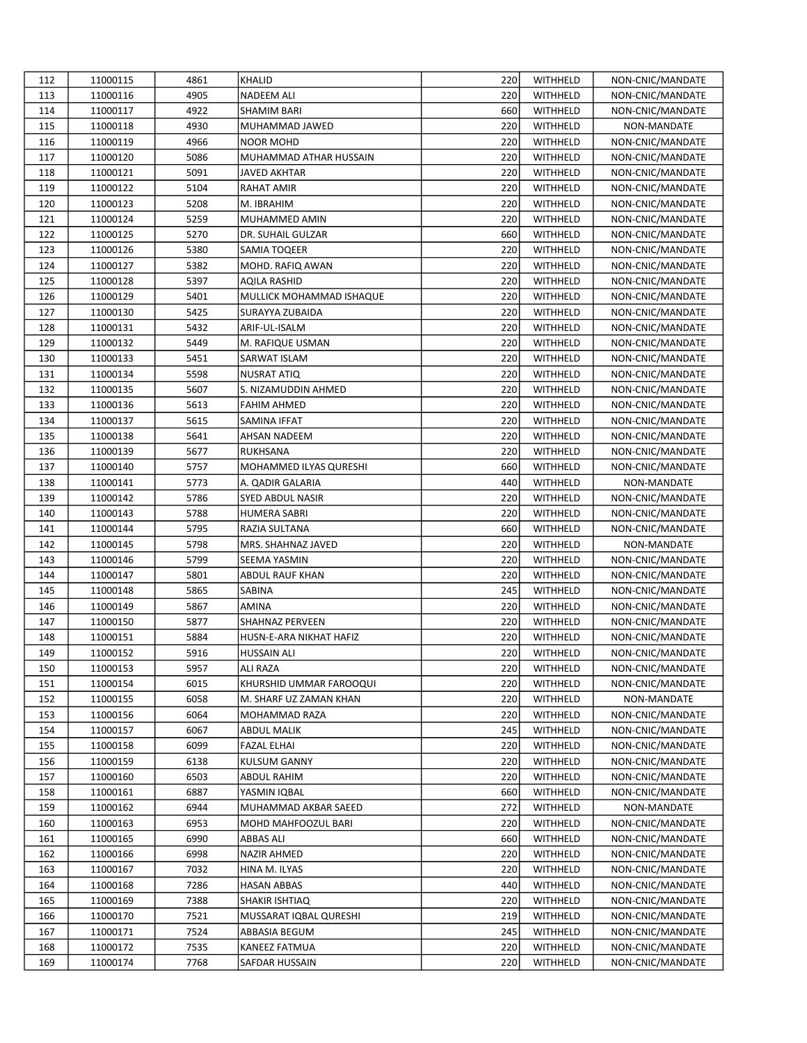| | | | | | | |
|---|---|---|---|---|---|---|
| 112 | 11000115 | 4861 | KHALID | 220 | WITHHELD | NON-CNIC/MANDATE |
| 113 | 11000116 | 4905 | NADEEM ALI | 220 | WITHHELD | NON-CNIC/MANDATE |
| 114 | 11000117 | 4922 | SHAMIM BARI | 660 | WITHHELD | NON-CNIC/MANDATE |
| 115 | 11000118 | 4930 | MUHAMMAD JAWED | 220 | WITHHELD | NON-MANDATE |
| 116 | 11000119 | 4966 | NOOR MOHD | 220 | WITHHELD | NON-CNIC/MANDATE |
| 117 | 11000120 | 5086 | MUHAMMAD ATHAR HUSSAIN | 220 | WITHHELD | NON-CNIC/MANDATE |
| 118 | 11000121 | 5091 | JAVED AKHTAR | 220 | WITHHELD | NON-CNIC/MANDATE |
| 119 | 11000122 | 5104 | RAHAT AMIR | 220 | WITHHELD | NON-CNIC/MANDATE |
| 120 | 11000123 | 5208 | M. IBRAHIM | 220 | WITHHELD | NON-CNIC/MANDATE |
| 121 | 11000124 | 5259 | MUHAMMED AMIN | 220 | WITHHELD | NON-CNIC/MANDATE |
| 122 | 11000125 | 5270 | DR. SUHAIL GULZAR | 660 | WITHHELD | NON-CNIC/MANDATE |
| 123 | 11000126 | 5380 | SAMIA TOQEER | 220 | WITHHELD | NON-CNIC/MANDATE |
| 124 | 11000127 | 5382 | MOHD. RAFIQ AWAN | 220 | WITHHELD | NON-CNIC/MANDATE |
| 125 | 11000128 | 5397 | AQILA RASHID | 220 | WITHHELD | NON-CNIC/MANDATE |
| 126 | 11000129 | 5401 | MULLICK MOHAMMAD ISHAQUE | 220 | WITHHELD | NON-CNIC/MANDATE |
| 127 | 11000130 | 5425 | SURAYYA ZUBAIDA | 220 | WITHHELD | NON-CNIC/MANDATE |
| 128 | 11000131 | 5432 | ARIF-UL-ISALM | 220 | WITHHELD | NON-CNIC/MANDATE |
| 129 | 11000132 | 5449 | M. RAFIQUE USMAN | 220 | WITHHELD | NON-CNIC/MANDATE |
| 130 | 11000133 | 5451 | SARWAT ISLAM | 220 | WITHHELD | NON-CNIC/MANDATE |
| 131 | 11000134 | 5598 | NUSRAT ATIQ | 220 | WITHHELD | NON-CNIC/MANDATE |
| 132 | 11000135 | 5607 | S. NIZAMUDDIN AHMED | 220 | WITHHELD | NON-CNIC/MANDATE |
| 133 | 11000136 | 5613 | FAHIM AHMED | 220 | WITHHELD | NON-CNIC/MANDATE |
| 134 | 11000137 | 5615 | SAMINA IFFAT | 220 | WITHHELD | NON-CNIC/MANDATE |
| 135 | 11000138 | 5641 | AHSAN NADEEM | 220 | WITHHELD | NON-CNIC/MANDATE |
| 136 | 11000139 | 5677 | RUKHSANA | 220 | WITHHELD | NON-CNIC/MANDATE |
| 137 | 11000140 | 5757 | MOHAMMED ILYAS QURESHI | 660 | WITHHELD | NON-CNIC/MANDATE |
| 138 | 11000141 | 5773 | A. QADIR GALARIA | 440 | WITHHELD | NON-MANDATE |
| 139 | 11000142 | 5786 | SYED ABDUL NASIR | 220 | WITHHELD | NON-CNIC/MANDATE |
| 140 | 11000143 | 5788 | HUMERA SABRI | 220 | WITHHELD | NON-CNIC/MANDATE |
| 141 | 11000144 | 5795 | RAZIA SULTANA | 660 | WITHHELD | NON-CNIC/MANDATE |
| 142 | 11000145 | 5798 | MRS. SHAHNAZ JAVED | 220 | WITHHELD | NON-MANDATE |
| 143 | 11000146 | 5799 | SEEMA YASMIN | 220 | WITHHELD | NON-CNIC/MANDATE |
| 144 | 11000147 | 5801 | ABDUL RAUF KHAN | 220 | WITHHELD | NON-CNIC/MANDATE |
| 145 | 11000148 | 5865 | SABINA | 245 | WITHHELD | NON-CNIC/MANDATE |
| 146 | 11000149 | 5867 | AMINA | 220 | WITHHELD | NON-CNIC/MANDATE |
| 147 | 11000150 | 5877 | SHAHNAZ PERVEEN | 220 | WITHHELD | NON-CNIC/MANDATE |
| 148 | 11000151 | 5884 | HUSN-E-ARA NIKHAT HAFIZ | 220 | WITHHELD | NON-CNIC/MANDATE |
| 149 | 11000152 | 5916 | HUSSAIN ALI | 220 | WITHHELD | NON-CNIC/MANDATE |
| 150 | 11000153 | 5957 | ALI RAZA | 220 | WITHHELD | NON-CNIC/MANDATE |
| 151 | 11000154 | 6015 | KHURSHID UMMAR FAROOQUI | 220 | WITHHELD | NON-CNIC/MANDATE |
| 152 | 11000155 | 6058 | M. SHARF UZ ZAMAN KHAN | 220 | WITHHELD | NON-MANDATE |
| 153 | 11000156 | 6064 | MOHAMMAD RAZA | 220 | WITHHELD | NON-CNIC/MANDATE |
| 154 | 11000157 | 6067 | ABDUL MALIK | 245 | WITHHELD | NON-CNIC/MANDATE |
| 155 | 11000158 | 6099 | FAZAL ELHAI | 220 | WITHHELD | NON-CNIC/MANDATE |
| 156 | 11000159 | 6138 | KULSUM GANNY | 220 | WITHHELD | NON-CNIC/MANDATE |
| 157 | 11000160 | 6503 | ABDUL RAHIM | 220 | WITHHELD | NON-CNIC/MANDATE |
| 158 | 11000161 | 6887 | YASMIN IQBAL | 660 | WITHHELD | NON-CNIC/MANDATE |
| 159 | 11000162 | 6944 | MUHAMMAD AKBAR SAEED | 272 | WITHHELD | NON-MANDATE |
| 160 | 11000163 | 6953 | MOHD MAHFOOZUL BARI | 220 | WITHHELD | NON-CNIC/MANDATE |
| 161 | 11000165 | 6990 | ABBAS ALI | 660 | WITHHELD | NON-CNIC/MANDATE |
| 162 | 11000166 | 6998 | NAZIR AHMED | 220 | WITHHELD | NON-CNIC/MANDATE |
| 163 | 11000167 | 7032 | HINA M. ILYAS | 220 | WITHHELD | NON-CNIC/MANDATE |
| 164 | 11000168 | 7286 | HASAN ABBAS | 440 | WITHHELD | NON-CNIC/MANDATE |
| 165 | 11000169 | 7388 | SHAKIR ISHTIAQ | 220 | WITHHELD | NON-CNIC/MANDATE |
| 166 | 11000170 | 7521 | MUSSARAT IQBAL QURESHI | 219 | WITHHELD | NON-CNIC/MANDATE |
| 167 | 11000171 | 7524 | ABBASIA BEGUM | 245 | WITHHELD | NON-CNIC/MANDATE |
| 168 | 11000172 | 7535 | KANEEZ FATMUA | 220 | WITHHELD | NON-CNIC/MANDATE |
| 169 | 11000174 | 7768 | SAFDAR HUSSAIN | 220 | WITHHELD | NON-CNIC/MANDATE |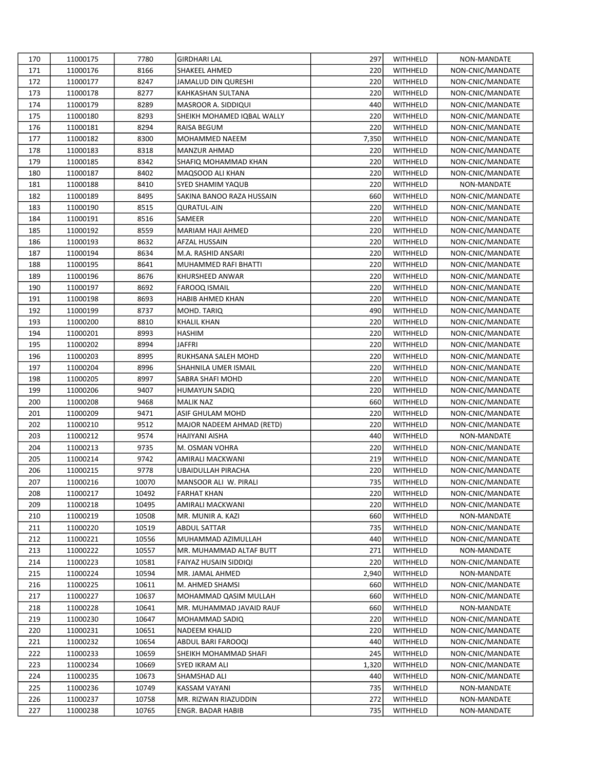| 170 | 11000175 | 7780 | GIRDHARI LAL | 297 | WITHHELD | NON-MANDATE |
|---|---|---|---|---|---|---|
| 171 | 11000176 | 8166 | SHAKEEL AHMED | 220 | WITHHELD | NON-CNIC/MANDATE |
| 172 | 11000177 | 8247 | JAMALUD DIN QURESHI | 220 | WITHHELD | NON-CNIC/MANDATE |
| 173 | 11000178 | 8277 | KAHKASHAN SULTANA | 220 | WITHHELD | NON-CNIC/MANDATE |
| 174 | 11000179 | 8289 | MASROOR A. SIDDIQUI | 440 | WITHHELD | NON-CNIC/MANDATE |
| 175 | 11000180 | 8293 | SHEIKH MOHAMED IQBAL WALLY | 220 | WITHHELD | NON-CNIC/MANDATE |
| 176 | 11000181 | 8294 | RAISA BEGUM | 220 | WITHHELD | NON-CNIC/MANDATE |
| 177 | 11000182 | 8300 | MOHAMMED NAEEM | 7,350 | WITHHELD | NON-CNIC/MANDATE |
| 178 | 11000183 | 8318 | MANZUR AHMAD | 220 | WITHHELD | NON-CNIC/MANDATE |
| 179 | 11000185 | 8342 | SHAFIQ MOHAMMAD KHAN | 220 | WITHHELD | NON-CNIC/MANDATE |
| 180 | 11000187 | 8402 | MAQSOOD ALI KHAN | 220 | WITHHELD | NON-CNIC/MANDATE |
| 181 | 11000188 | 8410 | SYED SHAMIM YAQUB | 220 | WITHHELD | NON-MANDATE |
| 182 | 11000189 | 8495 | SAKINA BANOO RAZA HUSSAIN | 660 | WITHHELD | NON-CNIC/MANDATE |
| 183 | 11000190 | 8515 | QURATUL-AIN | 220 | WITHHELD | NON-CNIC/MANDATE |
| 184 | 11000191 | 8516 | SAMEER | 220 | WITHHELD | NON-CNIC/MANDATE |
| 185 | 11000192 | 8559 | MARIAM HAJI AHMED | 220 | WITHHELD | NON-CNIC/MANDATE |
| 186 | 11000193 | 8632 | AFZAL HUSSAIN | 220 | WITHHELD | NON-CNIC/MANDATE |
| 187 | 11000194 | 8634 | M.A. RASHID ANSARI | 220 | WITHHELD | NON-CNIC/MANDATE |
| 188 | 11000195 | 8641 | MUHAMMED RAFI BHATTI | 220 | WITHHELD | NON-CNIC/MANDATE |
| 189 | 11000196 | 8676 | KHURSHEED ANWAR | 220 | WITHHELD | NON-CNIC/MANDATE |
| 190 | 11000197 | 8692 | FAROOQ ISMAIL | 220 | WITHHELD | NON-CNIC/MANDATE |
| 191 | 11000198 | 8693 | HABIB AHMED KHAN | 220 | WITHHELD | NON-CNIC/MANDATE |
| 192 | 11000199 | 8737 | MOHD. TARIQ | 490 | WITHHELD | NON-CNIC/MANDATE |
| 193 | 11000200 | 8810 | KHALIL KHAN | 220 | WITHHELD | NON-CNIC/MANDATE |
| 194 | 11000201 | 8993 | HASHIM | 220 | WITHHELD | NON-CNIC/MANDATE |
| 195 | 11000202 | 8994 | JAFFRI | 220 | WITHHELD | NON-CNIC/MANDATE |
| 196 | 11000203 | 8995 | RUKHSANA SALEH MOHD | 220 | WITHHELD | NON-CNIC/MANDATE |
| 197 | 11000204 | 8996 | SHAHNILA UMER ISMAIL | 220 | WITHHELD | NON-CNIC/MANDATE |
| 198 | 11000205 | 8997 | SABRA SHAFI MOHD | 220 | WITHHELD | NON-CNIC/MANDATE |
| 199 | 11000206 | 9407 | HUMAYUN SADIQ | 220 | WITHHELD | NON-CNIC/MANDATE |
| 200 | 11000208 | 9468 | MALIK NAZ | 660 | WITHHELD | NON-CNIC/MANDATE |
| 201 | 11000209 | 9471 | ASIF GHULAM MOHD | 220 | WITHHELD | NON-CNIC/MANDATE |
| 202 | 11000210 | 9512 | MAJOR NADEEM AHMAD (RETD) | 220 | WITHHELD | NON-CNIC/MANDATE |
| 203 | 11000212 | 9574 | HAJIYANI AISHA | 440 | WITHHELD | NON-MANDATE |
| 204 | 11000213 | 9735 | M. OSMAN VOHRA | 220 | WITHHELD | NON-CNIC/MANDATE |
| 205 | 11000214 | 9742 | AMIRALI MACKWANI | 219 | WITHHELD | NON-CNIC/MANDATE |
| 206 | 11000215 | 9778 | UBAIDULLAH PIRACHA | 220 | WITHHELD | NON-CNIC/MANDATE |
| 207 | 11000216 | 10070 | MANSOOR ALI W. PIRALI | 735 | WITHHELD | NON-CNIC/MANDATE |
| 208 | 11000217 | 10492 | FARHAT KHAN | 220 | WITHHELD | NON-CNIC/MANDATE |
| 209 | 11000218 | 10495 | AMIRALI MACKWANI | 220 | WITHHELD | NON-CNIC/MANDATE |
| 210 | 11000219 | 10508 | MR. MUNIR A. KAZI | 660 | WITHHELD | NON-MANDATE |
| 211 | 11000220 | 10519 | ABDUL SATTAR | 735 | WITHHELD | NON-CNIC/MANDATE |
| 212 | 11000221 | 10556 | MUHAMMAD AZIMULLAH | 440 | WITHHELD | NON-CNIC/MANDATE |
| 213 | 11000222 | 10557 | MR. MUHAMMAD ALTAF BUTT | 271 | WITHHELD | NON-MANDATE |
| 214 | 11000223 | 10581 | FAIYAZ HUSAIN SIDDIQI | 220 | WITHHELD | NON-CNIC/MANDATE |
| 215 | 11000224 | 10594 | MR. JAMAL AHMED | 2,940 | WITHHELD | NON-MANDATE |
| 216 | 11000225 | 10611 | M. AHMED SHAMSI | 660 | WITHHELD | NON-CNIC/MANDATE |
| 217 | 11000227 | 10637 | MOHAMMAD QASIM MULLAH | 660 | WITHHELD | NON-CNIC/MANDATE |
| 218 | 11000228 | 10641 | MR. MUHAMMAD JAVAID RAUF | 660 | WITHHELD | NON-MANDATE |
| 219 | 11000230 | 10647 | MOHAMMAD SADIQ | 220 | WITHHELD | NON-CNIC/MANDATE |
| 220 | 11000231 | 10651 | NADEEM KHALID | 220 | WITHHELD | NON-CNIC/MANDATE |
| 221 | 11000232 | 10654 | ABDUL BARI FAROOQI | 440 | WITHHELD | NON-CNIC/MANDATE |
| 222 | 11000233 | 10659 | SHEIKH MOHAMMAD SHAFI | 245 | WITHHELD | NON-CNIC/MANDATE |
| 223 | 11000234 | 10669 | SYED IKRAM ALI | 1,320 | WITHHELD | NON-CNIC/MANDATE |
| 224 | 11000235 | 10673 | SHAMSHAD ALI | 440 | WITHHELD | NON-CNIC/MANDATE |
| 225 | 11000236 | 10749 | KASSAM VAYANI | 735 | WITHHELD | NON-MANDATE |
| 226 | 11000237 | 10758 | MR. RIZWAN RIAZUDDIN | 272 | WITHHELD | NON-MANDATE |
| 227 | 11000238 | 10765 | ENGR. BADAR HABIB | 735 | WITHHELD | NON-MANDATE |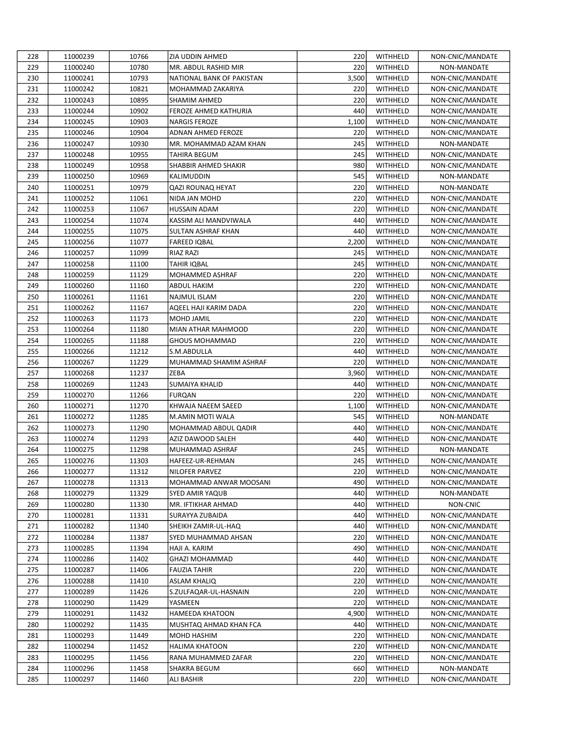| | | | | | | |
|---|---|---|---|---|---|---|
| 228 | 11000239 | 10766 | ZIA UDDIN AHMED | 220 | WITHHELD | NON-CNIC/MANDATE |
| 229 | 11000240 | 10780 | MR. ABDUL RASHID MIR | 220 | WITHHELD | NON-MANDATE |
| 230 | 11000241 | 10793 | NATIONAL BANK OF PAKISTAN | 3,500 | WITHHELD | NON-CNIC/MANDATE |
| 231 | 11000242 | 10821 | MOHAMMAD ZAKARIYA | 220 | WITHHELD | NON-CNIC/MANDATE |
| 232 | 11000243 | 10895 | SHAMIM AHMED | 220 | WITHHELD | NON-CNIC/MANDATE |
| 233 | 11000244 | 10902 | FEROZE AHMED KATHURIA | 440 | WITHHELD | NON-CNIC/MANDATE |
| 234 | 11000245 | 10903 | NARGIS FEROZE | 1,100 | WITHHELD | NON-CNIC/MANDATE |
| 235 | 11000246 | 10904 | ADNAN AHMED FEROZE | 220 | WITHHELD | NON-CNIC/MANDATE |
| 236 | 11000247 | 10930 | MR. MOHAMMAD AZAM KHAN | 245 | WITHHELD | NON-MANDATE |
| 237 | 11000248 | 10955 | TAHIRA BEGUM | 245 | WITHHELD | NON-CNIC/MANDATE |
| 238 | 11000249 | 10958 | SHABBIR AHMED SHAKIR | 980 | WITHHELD | NON-CNIC/MANDATE |
| 239 | 11000250 | 10969 | KALIMUDDIN | 545 | WITHHELD | NON-MANDATE |
| 240 | 11000251 | 10979 | QAZI ROUNAQ HEYAT | 220 | WITHHELD | NON-MANDATE |
| 241 | 11000252 | 11061 | NIDA JAN MOHD | 220 | WITHHELD | NON-CNIC/MANDATE |
| 242 | 11000253 | 11067 | HUSSAIN ADAM | 220 | WITHHELD | NON-CNIC/MANDATE |
| 243 | 11000254 | 11074 | KASSIM ALI MANDVIWALA | 440 | WITHHELD | NON-CNIC/MANDATE |
| 244 | 11000255 | 11075 | SULTAN ASHRAF KHAN | 440 | WITHHELD | NON-CNIC/MANDATE |
| 245 | 11000256 | 11077 | FAREED IQBAL | 2,200 | WITHHELD | NON-CNIC/MANDATE |
| 246 | 11000257 | 11099 | RIAZ RAZI | 245 | WITHHELD | NON-CNIC/MANDATE |
| 247 | 11000258 | 11100 | TAHIR IQBAL | 245 | WITHHELD | NON-CNIC/MANDATE |
| 248 | 11000259 | 11129 | MOHAMMED ASHRAF | 220 | WITHHELD | NON-CNIC/MANDATE |
| 249 | 11000260 | 11160 | ABDUL HAKIM | 220 | WITHHELD | NON-CNIC/MANDATE |
| 250 | 11000261 | 11161 | NAJMUL ISLAM | 220 | WITHHELD | NON-CNIC/MANDATE |
| 251 | 11000262 | 11167 | AQEEL HAJI KARIM DADA | 220 | WITHHELD | NON-CNIC/MANDATE |
| 252 | 11000263 | 11173 | MOHD JAMIL | 220 | WITHHELD | NON-CNIC/MANDATE |
| 253 | 11000264 | 11180 | MIAN ATHAR MAHMOOD | 220 | WITHHELD | NON-CNIC/MANDATE |
| 254 | 11000265 | 11188 | GHOUS MOHAMMAD | 220 | WITHHELD | NON-CNIC/MANDATE |
| 255 | 11000266 | 11212 | S.M.ABDULLA | 440 | WITHHELD | NON-CNIC/MANDATE |
| 256 | 11000267 | 11229 | MUHAMMAD SHAMIM ASHRAF | 220 | WITHHELD | NON-CNIC/MANDATE |
| 257 | 11000268 | 11237 | ZEBA | 3,960 | WITHHELD | NON-CNIC/MANDATE |
| 258 | 11000269 | 11243 | SUMAIYA KHALID | 440 | WITHHELD | NON-CNIC/MANDATE |
| 259 | 11000270 | 11266 | FURQAN | 220 | WITHHELD | NON-CNIC/MANDATE |
| 260 | 11000271 | 11270 | KHWAJA NAEEM SAEED | 1,100 | WITHHELD | NON-CNIC/MANDATE |
| 261 | 11000272 | 11285 | M.AMIN MOTI WALA | 545 | WITHHELD | NON-MANDATE |
| 262 | 11000273 | 11290 | MOHAMMAD ABDUL QADIR | 440 | WITHHELD | NON-CNIC/MANDATE |
| 263 | 11000274 | 11293 | AZIZ DAWOOD SALEH | 440 | WITHHELD | NON-CNIC/MANDATE |
| 264 | 11000275 | 11298 | MUHAMMAD ASHRAF | 245 | WITHHELD | NON-MANDATE |
| 265 | 11000276 | 11303 | HAFEEZ-UR-REHMAN | 245 | WITHHELD | NON-CNIC/MANDATE |
| 266 | 11000277 | 11312 | NILOFER PARVEZ | 220 | WITHHELD | NON-CNIC/MANDATE |
| 267 | 11000278 | 11313 | MOHAMMAD ANWAR MOOSANI | 490 | WITHHELD | NON-CNIC/MANDATE |
| 268 | 11000279 | 11329 | SYED AMIR YAQUB | 440 | WITHHELD | NON-MANDATE |
| 269 | 11000280 | 11330 | MR. IFTIKHAR AHMAD | 440 | WITHHELD | NON-CNIC |
| 270 | 11000281 | 11331 | SURAYYA ZUBAIDA | 440 | WITHHELD | NON-CNIC/MANDATE |
| 271 | 11000282 | 11340 | SHEIKH ZAMIR-UL-HAQ | 440 | WITHHELD | NON-CNIC/MANDATE |
| 272 | 11000284 | 11387 | SYED MUHAMMAD AHSAN | 220 | WITHHELD | NON-CNIC/MANDATE |
| 273 | 11000285 | 11394 | HAJI A. KARIM | 490 | WITHHELD | NON-CNIC/MANDATE |
| 274 | 11000286 | 11402 | GHAZI MOHAMMAD | 440 | WITHHELD | NON-CNIC/MANDATE |
| 275 | 11000287 | 11406 | FAUZIA TAHIR | 220 | WITHHELD | NON-CNIC/MANDATE |
| 276 | 11000288 | 11410 | ASLAM KHALIQ | 220 | WITHHELD | NON-CNIC/MANDATE |
| 277 | 11000289 | 11426 | S.ZULFAQAR-UL-HASNAIN | 220 | WITHHELD | NON-CNIC/MANDATE |
| 278 | 11000290 | 11429 | YASMEEN | 220 | WITHHELD | NON-CNIC/MANDATE |
| 279 | 11000291 | 11432 | HAMEEDA KHATOON | 4,900 | WITHHELD | NON-CNIC/MANDATE |
| 280 | 11000292 | 11435 | MUSHTAQ AHMAD KHAN FCA | 440 | WITHHELD | NON-CNIC/MANDATE |
| 281 | 11000293 | 11449 | MOHD HASHIM | 220 | WITHHELD | NON-CNIC/MANDATE |
| 282 | 11000294 | 11452 | HALIMA KHATOON | 220 | WITHHELD | NON-CNIC/MANDATE |
| 283 | 11000295 | 11456 | RANA MUHAMMED ZAFAR | 220 | WITHHELD | NON-CNIC/MANDATE |
| 284 | 11000296 | 11458 | SHAKRA BEGUM | 660 | WITHHELD | NON-MANDATE |
| 285 | 11000297 | 11460 | ALI BASHIR | 220 | WITHHELD | NON-CNIC/MANDATE |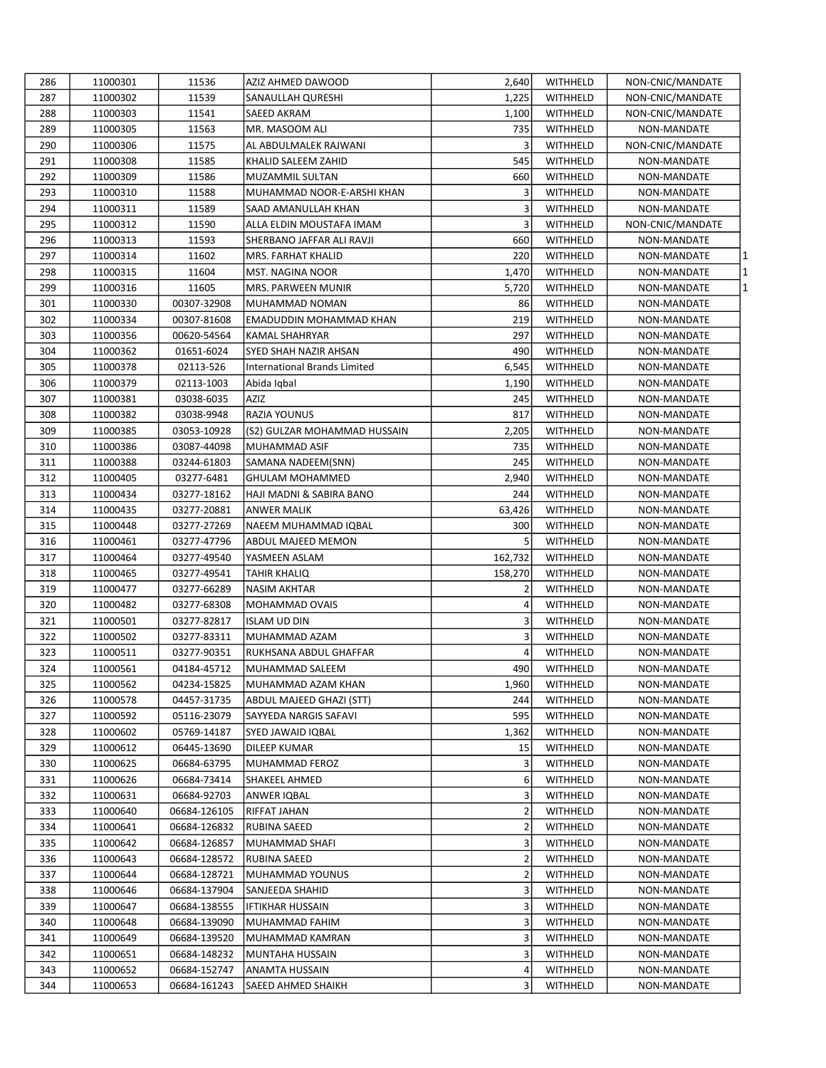| | | | | | | | |
|---|---|---|---|---|---|---|---|
| 286 | 11000301 | 11536 | AZIZ AHMED DAWOOD | 2,640 | WITHHELD | NON-CNIC/MANDATE | |
| 287 | 11000302 | 11539 | SANAULLAH QURESHI | 1,225 | WITHHELD | NON-CNIC/MANDATE | |
| 288 | 11000303 | 11541 | SAEED AKRAM | 1,100 | WITHHELD | NON-CNIC/MANDATE | |
| 289 | 11000305 | 11563 | MR. MASOOM ALI | 735 | WITHHELD | NON-MANDATE | |
| 290 | 11000306 | 11575 | AL ABDULMALEK RAJWANI | 3 | WITHHELD | NON-CNIC/MANDATE | |
| 291 | 11000308 | 11585 | KHALID SALEEM ZAHID | 545 | WITHHELD | NON-MANDATE | |
| 292 | 11000309 | 11586 | MUZAMMIL SULTAN | 660 | WITHHELD | NON-MANDATE | |
| 293 | 11000310 | 11588 | MUHAMMAD NOOR-E-ARSHI KHAN | 3 | WITHHELD | NON-MANDATE | |
| 294 | 11000311 | 11589 | SAAD AMANULLAH KHAN | 3 | WITHHELD | NON-MANDATE | |
| 295 | 11000312 | 11590 | ALLA ELDIN MOUSTAFA IMAM | 3 | WITHHELD | NON-CNIC/MANDATE | |
| 296 | 11000313 | 11593 | SHERBANO JAFFAR ALI RAVJI | 660 | WITHHELD | NON-MANDATE | |
| 297 | 11000314 | 11602 | MRS. FARHAT KHALID | 220 | WITHHELD | NON-MANDATE | 1 |
| 298 | 11000315 | 11604 | MST. NAGINA NOOR | 1,470 | WITHHELD | NON-MANDATE | 1 |
| 299 | 11000316 | 11605 | MRS. PARWEEN MUNIR | 5,720 | WITHHELD | NON-MANDATE | 1 |
| 301 | 11000330 | 00307-32908 | MUHAMMAD NOMAN | 86 | WITHHELD | NON-MANDATE | |
| 302 | 11000334 | 00307-81608 | EMADUDDIN MOHAMMAD KHAN | 219 | WITHHELD | NON-MANDATE | |
| 303 | 11000356 | 00620-54564 | KAMAL SHAHRYAR | 297 | WITHHELD | NON-MANDATE | |
| 304 | 11000362 | 01651-6024 | SYED SHAH NAZIR AHSAN | 490 | WITHHELD | NON-MANDATE | |
| 305 | 11000378 | 02113-526 | International Brands Limited | 6,545 | WITHHELD | NON-MANDATE | |
| 306 | 11000379 | 02113-1003 | Abida Iqbal | 1,190 | WITHHELD | NON-MANDATE | |
| 307 | 11000381 | 03038-6035 | AZIZ | 245 | WITHHELD | NON-MANDATE | |
| 308 | 11000382 | 03038-9948 | RAZIA YOUNUS | 817 | WITHHELD | NON-MANDATE | |
| 309 | 11000385 | 03053-10928 | (S2) GULZAR MOHAMMAD HUSSAIN | 2,205 | WITHHELD | NON-MANDATE | |
| 310 | 11000386 | 03087-44098 | MUHAMMAD ASIF | 735 | WITHHELD | NON-MANDATE | |
| 311 | 11000388 | 03244-61803 | SAMANA NADEEM(SNN) | 245 | WITHHELD | NON-MANDATE | |
| 312 | 11000405 | 03277-6481 | GHULAM MOHAMMED | 2,940 | WITHHELD | NON-MANDATE | |
| 313 | 11000434 | 03277-18162 | HAJI MADNI & SABIRA BANO | 244 | WITHHELD | NON-MANDATE | |
| 314 | 11000435 | 03277-20881 | ANWER MALIK | 63,426 | WITHHELD | NON-MANDATE | |
| 315 | 11000448 | 03277-27269 | NAEEM MUHAMMAD IQBAL | 300 | WITHHELD | NON-MANDATE | |
| 316 | 11000461 | 03277-47796 | ABDUL MAJEED MEMON | 5 | WITHHELD | NON-MANDATE | |
| 317 | 11000464 | 03277-49540 | YASMEEN ASLAM | 162,732 | WITHHELD | NON-MANDATE | |
| 318 | 11000465 | 03277-49541 | TAHIR KHALIQ | 158,270 | WITHHELD | NON-MANDATE | |
| 319 | 11000477 | 03277-66289 | NASIM AKHTAR | 2 | WITHHELD | NON-MANDATE | |
| 320 | 11000482 | 03277-68308 | MOHAMMAD OVAIS | 4 | WITHHELD | NON-MANDATE | |
| 321 | 11000501 | 03277-82817 | ISLAM UD DIN | 3 | WITHHELD | NON-MANDATE | |
| 322 | 11000502 | 03277-83311 | MUHAMMAD AZAM | 3 | WITHHELD | NON-MANDATE | |
| 323 | 11000511 | 03277-90351 | RUKHSANA ABDUL GHAFFAR | 4 | WITHHELD | NON-MANDATE | |
| 324 | 11000561 | 04184-45712 | MUHAMMAD SALEEM | 490 | WITHHELD | NON-MANDATE | |
| 325 | 11000562 | 04234-15825 | MUHAMMAD AZAM KHAN | 1,960 | WITHHELD | NON-MANDATE | |
| 326 | 11000578 | 04457-31735 | ABDUL MAJEED GHAZI (STT) | 244 | WITHHELD | NON-MANDATE | |
| 327 | 11000592 | 05116-23079 | SAYYEDA NARGIS SAFAVI | 595 | WITHHELD | NON-MANDATE | |
| 328 | 11000602 | 05769-14187 | SYED JAWAID IQBAL | 1,362 | WITHHELD | NON-MANDATE | |
| 329 | 11000612 | 06445-13690 | DILEEP KUMAR | 15 | WITHHELD | NON-MANDATE | |
| 330 | 11000625 | 06684-63795 | MUHAMMAD FEROZ | 3 | WITHHELD | NON-MANDATE | |
| 331 | 11000626 | 06684-73414 | SHAKEEL AHMED | 6 | WITHHELD | NON-MANDATE | |
| 332 | 11000631 | 06684-92703 | ANWER IQBAL | 3 | WITHHELD | NON-MANDATE | |
| 333 | 11000640 | 06684-126105 | RIFFAT JAHAN | 2 | WITHHELD | NON-MANDATE | |
| 334 | 11000641 | 06684-126832 | RUBINA SAEED | 2 | WITHHELD | NON-MANDATE | |
| 335 | 11000642 | 06684-126857 | MUHAMMAD SHAFI | 3 | WITHHELD | NON-MANDATE | |
| 336 | 11000643 | 06684-128572 | RUBINA SAEED | 2 | WITHHELD | NON-MANDATE | |
| 337 | 11000644 | 06684-128721 | MUHAMMAD YOUNUS | 2 | WITHHELD | NON-MANDATE | |
| 338 | 11000646 | 06684-137904 | SANJEEDA SHAHID | 3 | WITHHELD | NON-MANDATE | |
| 339 | 11000647 | 06684-138555 | IFTIKHAR HUSSAIN | 3 | WITHHELD | NON-MANDATE | |
| 340 | 11000648 | 06684-139090 | MUHAMMAD FAHIM | 3 | WITHHELD | NON-MANDATE | |
| 341 | 11000649 | 06684-139520 | MUHAMMAD KAMRAN | 3 | WITHHELD | NON-MANDATE | |
| 342 | 11000651 | 06684-148232 | MUNTAHA HUSSAIN | 3 | WITHHELD | NON-MANDATE | |
| 343 | 11000652 | 06684-152747 | ANAMTA HUSSAIN | 4 | WITHHELD | NON-MANDATE | |
| 344 | 11000653 | 06684-161243 | SAEED AHMED SHAIKH | 3 | WITHHELD | NON-MANDATE | |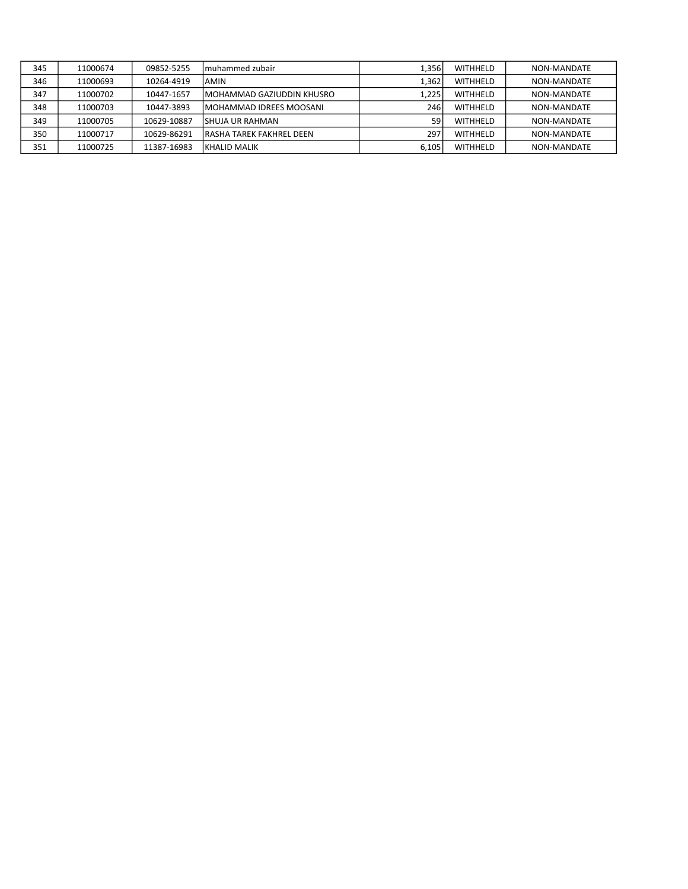| | | | | | | |
|---|---|---|---|---|---|---|
| 345 | 11000674 | 09852-5255 | muhammed zubair | 1,356 | WITHHELD | NON-MANDATE |
| 346 | 11000693 | 10264-4919 | AMIN | 1,362 | WITHHELD | NON-MANDATE |
| 347 | 11000702 | 10447-1657 | MOHAMMAD GAZIUDDIN KHUSRO | 1,225 | WITHHELD | NON-MANDATE |
| 348 | 11000703 | 10447-3893 | MOHAMMAD IDREES MOOSANI | 246 | WITHHELD | NON-MANDATE |
| 349 | 11000705 | 10629-10887 | SHUJA UR RAHMAN | 59 | WITHHELD | NON-MANDATE |
| 350 | 11000717 | 10629-86291 | RASHA TAREK FAKHREL DEEN | 297 | WITHHELD | NON-MANDATE |
| 351 | 11000725 | 11387-16983 | KHALID MALIK | 6,105 | WITHHELD | NON-MANDATE |